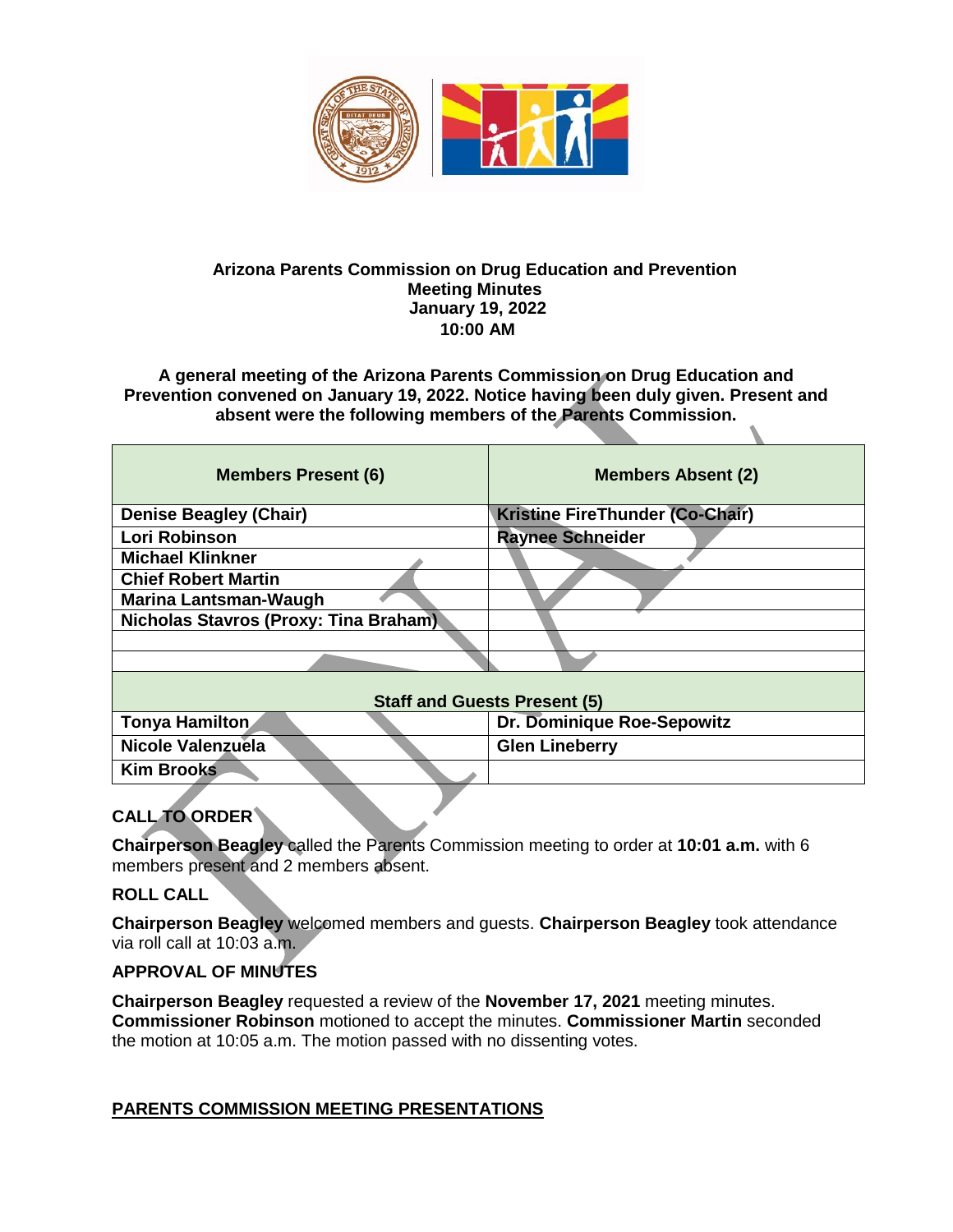**Arizona Parents Commission on Drug Education and Prevention**
**Meeting Minutes**
**January 19, 2022**
**10:00 AM**

**A general meeting of the Arizona Parents Commission on Drug Education and Prevention convened on January 19, 2022. Notice having been duly given. Present and absent were the following members of the Parents Commission.**

| Members Present (6) | Members Absent (2) |
|---|---|
| Denise Beagley (Chair) | Kristine FireThunder (Co-Chair) |
| Lori Robinson | Raynee Schneider |
| Michael Klinkner | |
| Chief Robert Martin | |
| Marina Lantsman-Waugh | |
| Nicholas Stavros (Proxy: Tina Braham) | |
| | |
| | |
| **Staff and Guests Present (5)** | |
| Tonya Hamilton | Dr. Dominique Roe-Sepowitz |
| Nicole Valenzuela | Glen Lineberry |
| Kim Brooks | |

**CALL TO ORDER**

**Chairperson Beagley** called the Parents Commission meeting to order at **10:01 a.m.** with 6 members present and 2 members absent.

**ROLL CALL**

**Chairperson Beagley** welcomed members and guests. **Chairperson Beagley** took attendance via roll call at 10:03 a.m.

**APPROVAL OF MINUTES**

**Chairperson Beagley** requested a review of the **November 17, 2021** meeting minutes. **Commissioner Robinson** motioned to accept the minutes. **Commissioner Martin** seconded the motion at 10:05 a.m. The motion passed with no dissenting votes.

**PARENTS COMMISSION MEETING PRESENTATIONS**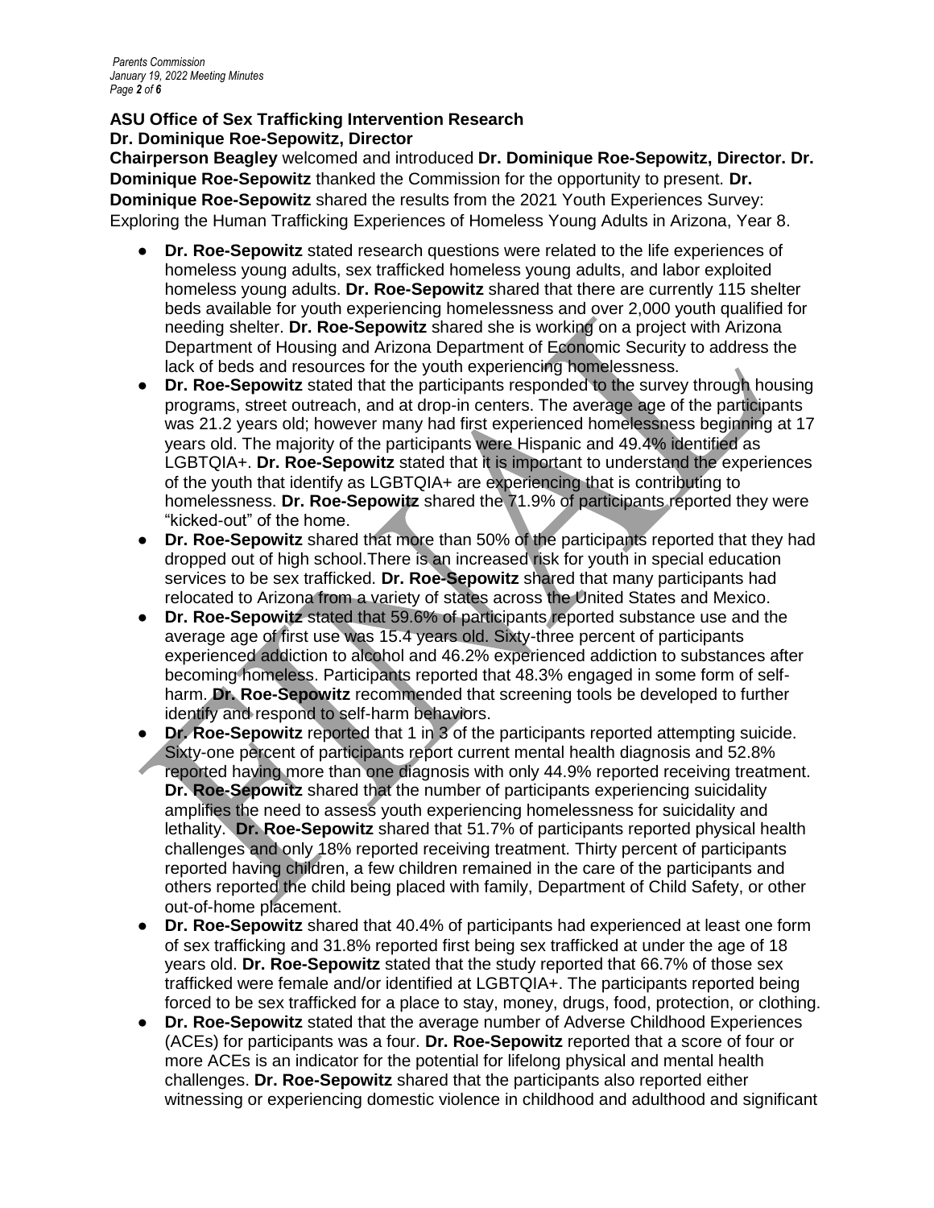**ASU Office of Sex Trafficking Intervention Research**
**Dr. Dominique Roe-Sepowitz, Director**

**Chairperson Beagley** welcomed and introduced **Dr. Dominique Roe-Sepowitz, Director. Dr. Dominique Roe-Sepowitz** thanked the Commission for the opportunity to present. **Dr. Dominique Roe-Sepowitz** shared the results from the 2021 Youth Experiences Survey: Exploring the Human Trafficking Experiences of Homeless Young Adults in Arizona, Year 8.

- **Dr. Roe-Sepowitz** stated research questions were related to the life experiences of homeless young adults, sex trafficked homeless young adults, and labor exploited homeless young adults. **Dr. Roe-Sepowitz** shared that there are currently 115 shelter beds available for youth experiencing homelessness and over 2,000 youth qualified for needing shelter. **Dr. Roe-Sepowitz** shared she is working on a project with Arizona Department of Housing and Arizona Department of Economic Security to address the lack of beds and resources for the youth experiencing homelessness.
- **Dr. Roe-Sepowitz** stated that the participants responded to the survey through housing programs, street outreach, and at drop-in centers. The average age of the participants was 21.2 years old; however many had first experienced homelessness beginning at 17 years old. The majority of the participants were Hispanic and 49.4% identified as LGBTQIA+. **Dr. Roe-Sepowitz** stated that it is important to understand the experiences of the youth that identify as LGBTQIA+ are experiencing that is contributing to homelessness. **Dr. Roe-Sepowitz** shared the 71.9% of participants reported they were "kicked-out" of the home.
- **Dr. Roe-Sepowitz** shared that more than 50% of the participants reported that they had dropped out of high school.There is an increased risk for youth in special education services to be sex trafficked. **Dr. Roe-Sepowitz** shared that many participants had relocated to Arizona from a variety of states across the United States and Mexico.
- **Dr. Roe-Sepowitz** stated that 59.6% of participants reported substance use and the average age of first use was 15.4 years old. Sixty-three percent of participants experienced addiction to alcohol and 46.2% experienced addiction to substances after becoming homeless. Participants reported that 48.3% engaged in some form of self-harm. **Dr. Roe-Sepowitz** recommended that screening tools be developed to further identify and respond to self-harm behaviors.
- **Dr. Roe-Sepowitz** reported that 1 in 3 of the participants reported attempting suicide. Sixty-one percent of participants report current mental health diagnosis and 52.8% reported having more than one diagnosis with only 44.9% reported receiving treatment. **Dr. Roe-Sepowitz** shared that the number of participants experiencing suicidality amplifies the need to assess youth experiencing homelessness for suicidality and lethality. **Dr. Roe-Sepowitz** shared that 51.7% of participants reported physical health challenges and only 18% reported receiving treatment. Thirty percent of participants reported having children, a few children remained in the care of the participants and others reported the child being placed with family, Department of Child Safety, or other out-of-home placement.
- **Dr. Roe-Sepowitz** shared that 40.4% of participants had experienced at least one form of sex trafficking and 31.8% reported first being sex trafficked at under the age of 18 years old. **Dr. Roe-Sepowitz** stated that the study reported that 66.7% of those sex trafficked were female and/or identified at LGBTQIA+. The participants reported being forced to be sex trafficked for a place to stay, money, drugs, food, protection, or clothing.
- **Dr. Roe-Sepowitz** stated that the average number of Adverse Childhood Experiences (ACEs) for participants was a four. **Dr. Roe-Sepowitz** reported that a score of four or more ACEs is an indicator for the potential for lifelong physical and mental health challenges. **Dr. Roe-Sepowitz** shared that the participants also reported either witnessing or experiencing domestic violence in childhood and adulthood and significant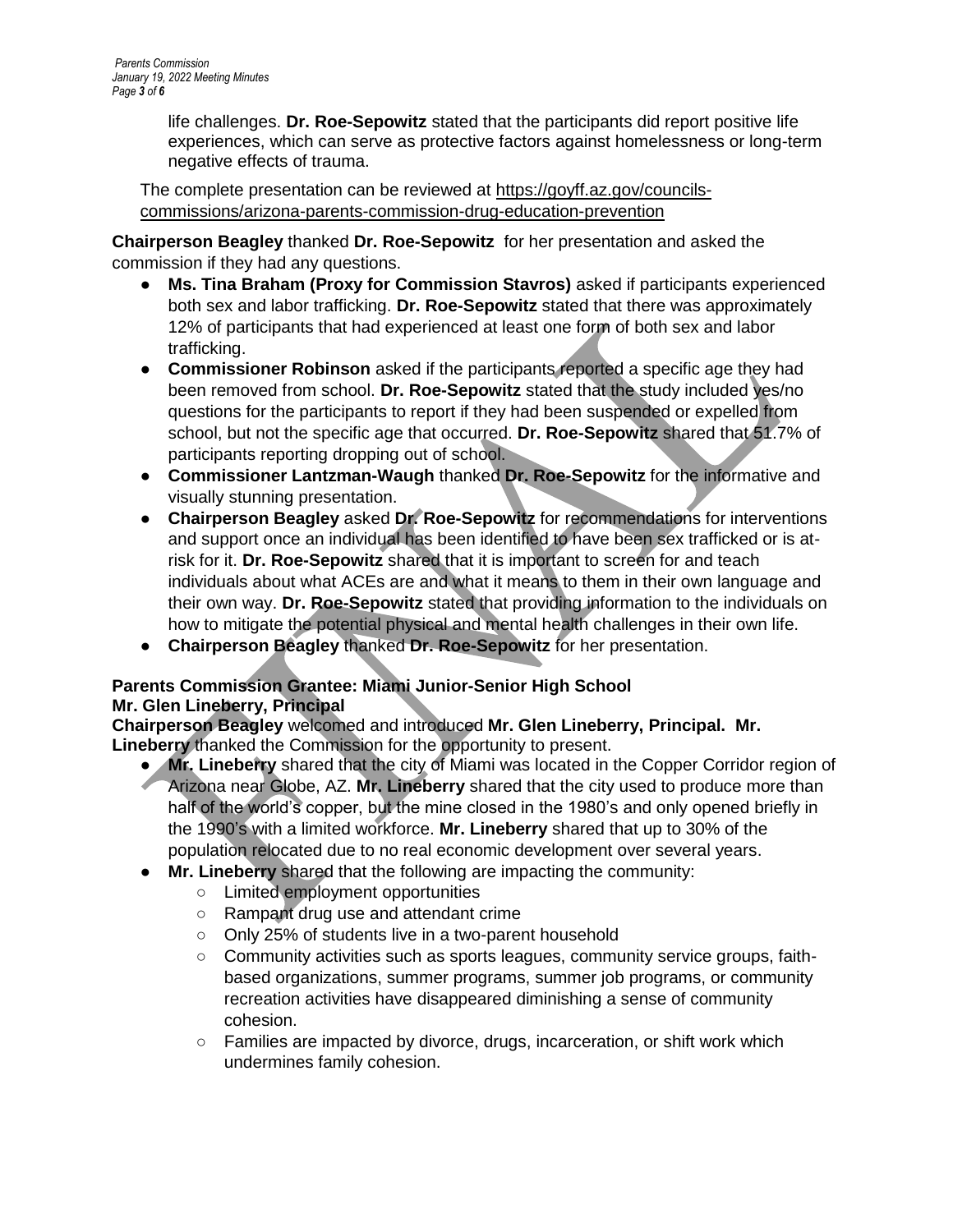life challenges. **Dr. Roe-Sepowitz** stated that the participants did report positive life experiences, which can serve as protective factors against homelessness or long-term negative effects of trauma.

The complete presentation can be reviewed at https://goyff.az.gov/councils-commissions/arizona-parents-commission-drug-education-prevention

**Chairperson Beagley** thanked **Dr. Roe-Sepowitz** for her presentation and asked the commission if they had any questions.

- **Ms. Tina Braham (Proxy for Commission Stavros)** asked if participants experienced both sex and labor trafficking. **Dr. Roe-Sepowitz** stated that there was approximately 12% of participants that had experienced at least one form of both sex and labor trafficking.
- **Commissioner Robinson** asked if the participants reported a specific age they had been removed from school. **Dr. Roe-Sepowitz** stated that the study included yes/no questions for the participants to report if they had been suspended or expelled from school, but not the specific age that occurred. **Dr. Roe-Sepowitz** shared that 51.7% of participants reporting dropping out of school.
- **Commissioner Lantzman-Waugh** thanked **Dr. Roe-Sepowitz** for the informative and visually stunning presentation.
- **Chairperson Beagley** asked **Dr. Roe-Sepowitz** for recommendations for interventions and support once an individual has been identified to have been sex trafficked or is at-risk for it. **Dr. Roe-Sepowitz** shared that it is important to screen for and teach individuals about what ACEs are and what it means to them in their own language and their own way. **Dr. Roe-Sepowitz** stated that providing information to the individuals on how to mitigate the potential physical and mental health challenges in their own life.
- **Chairperson Beagley** thanked **Dr. Roe-Sepowitz** for her presentation.

**Parents Commission Grantee: Miami Junior-Senior High School**
**Mr. Glen Lineberry, Principal**

**Chairperson Beagley** welcomed and introduced **Mr. Glen Lineberry, Principal. Mr. Lineberry** thanked the Commission for the opportunity to present.

- **Mr. Lineberry** shared that the city of Miami was located in the Copper Corridor region of Arizona near Globe, AZ. **Mr. Lineberry** shared that the city used to produce more than half of the world's copper, but the mine closed in the 1980's and only opened briefly in the 1990's with a limited workforce. **Mr. Lineberry** shared that up to 30% of the population relocated due to no real economic development over several years.
- **Mr. Lineberry** shared that the following are impacting the community:
  - Limited employment opportunities
  - Rampant drug use and attendant crime
  - Only 25% of students live in a two-parent household
  - Community activities such as sports leagues, community service groups, faith-based organizations, summer programs, summer job programs, or community recreation activities have disappeared diminishing a sense of community cohesion.
  - Families are impacted by divorce, drugs, incarceration, or shift work which undermines family cohesion.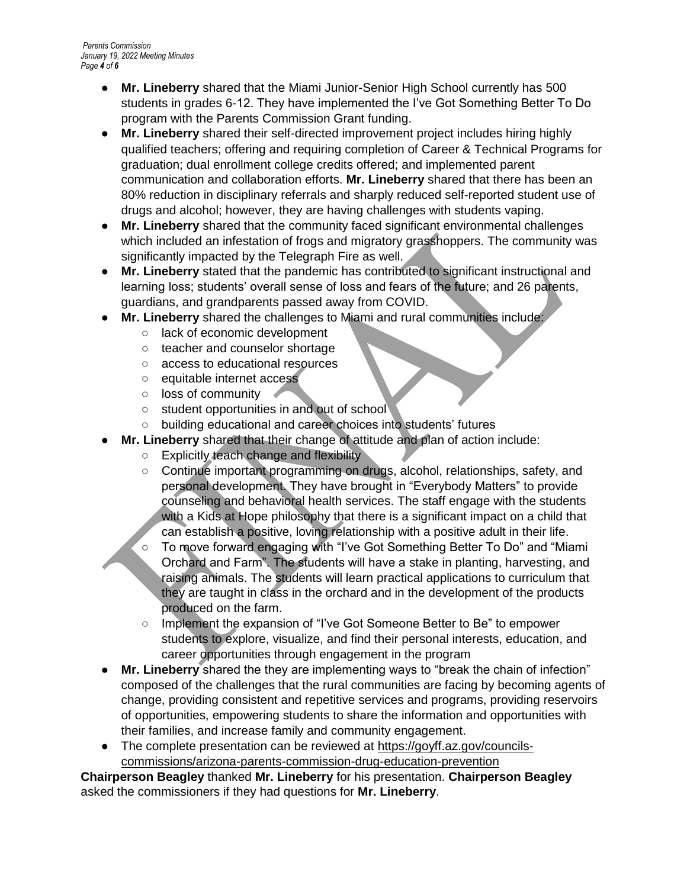- **Mr. Lineberry** shared that the Miami Junior-Senior High School currently has 500 students in grades 6-12. They have implemented the I've Got Something Better To Do program with the Parents Commission Grant funding.
- **Mr. Lineberry** shared their self-directed improvement project includes hiring highly qualified teachers; offering and requiring completion of Career & Technical Programs for graduation; dual enrollment college credits offered; and implemented parent communication and collaboration efforts. **Mr. Lineberry** shared that there has been an 80% reduction in disciplinary referrals and sharply reduced self-reported student use of drugs and alcohol; however, they are having challenges with students vaping.
- **Mr. Lineberry** shared that the community faced significant environmental challenges which included an infestation of frogs and migratory grasshoppers. The community was significantly impacted by the Telegraph Fire as well.
- **Mr. Lineberry** stated that the pandemic has contributed to significant instructional and learning loss; students' overall sense of loss and fears of the future; and 26 parents, guardians, and grandparents passed away from COVID.
- **Mr. Lineberry** shared the challenges to Miami and rural communities include:
    - lack of economic development
    - teacher and counselor shortage
    - access to educational resources
    - equitable internet access
    - loss of community
    - student opportunities in and out of school
    - building educational and career choices into students' futures
- **Mr. Lineberry** shared that their change of attitude and plan of action include:
    - Explicitly teach change and flexibility
    - Continue important programming on drugs, alcohol, relationships, safety, and personal development. They have brought in "Everybody Matters" to provide counseling and behavioral health services. The staff engage with the students with a Kids at Hope philosophy that there is a significant impact on a child that can establish a positive, loving relationship with a positive adult in their life.
    - To move forward engaging with "I've Got Something Better To Do" and "Miami Orchard and Farm". The students will have a stake in planting, harvesting, and raising animals. The students will learn practical applications to curriculum that they are taught in class in the orchard and in the development of the products produced on the farm.
    - Implement the expansion of "I've Got Someone Better to Be" to empower students to explore, visualize, and find their personal interests, education, and career opportunities through engagement in the program
- **Mr. Lineberry** shared the they are implementing ways to "break the chain of infection" composed of the challenges that the rural communities are facing by becoming agents of change, providing consistent and repetitive services and programs, providing reservoirs of opportunities, empowering students to share the information and opportunities with their families, and increase family and community engagement.
- The complete presentation can be reviewed at https://goyff.az.gov/councils-commissions/arizona-parents-commission-drug-education-prevention

**Chairperson Beagley** thanked **Mr. Lineberry** for his presentation. **Chairperson Beagley** asked the commissioners if they had questions for **Mr. Lineberry**.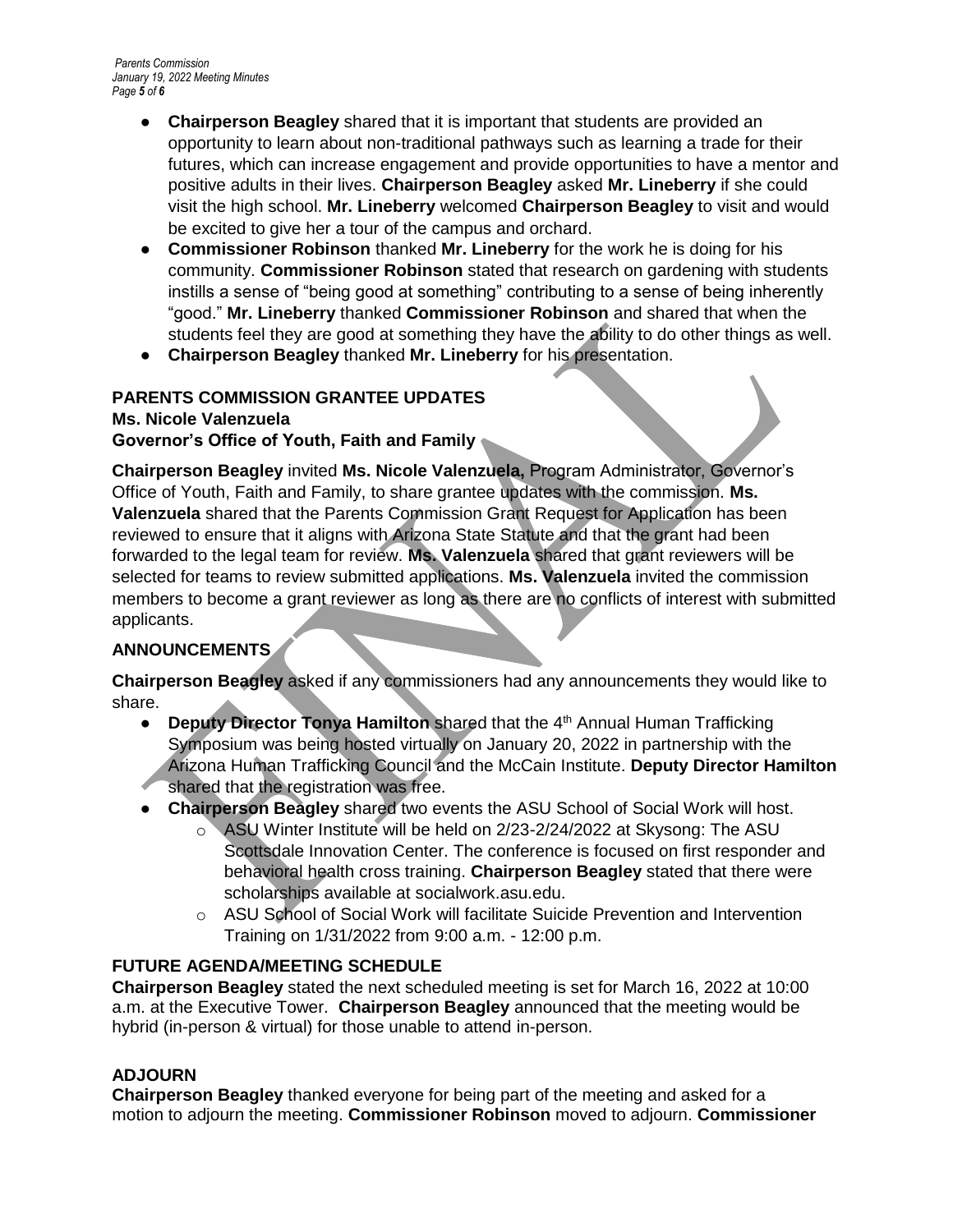- **Chairperson Beagley** shared that it is important that students are provided an opportunity to learn about non-traditional pathways such as learning a trade for their futures, which can increase engagement and provide opportunities to have a mentor and positive adults in their lives. **Chairperson Beagley** asked **Mr. Lineberry** if she could visit the high school. **Mr. Lineberry** welcomed **Chairperson Beagley** to visit and would be excited to give her a tour of the campus and orchard.
- **Commissioner Robinson** thanked **Mr. Lineberry** for the work he is doing for his community. **Commissioner Robinson** stated that research on gardening with students instills a sense of "being good at something" contributing to a sense of being inherently "good." **Mr. Lineberry** thanked **Commissioner Robinson** and shared that when the students feel they are good at something they have the ability to do other things as well.
- **Chairperson Beagley** thanked **Mr. Lineberry** for his presentation.

**PARENTS COMMISSION GRANTEE UPDATES**
**Ms. Nicole Valenzuela**
**Governor's Office of Youth, Faith and Family**

**Chairperson Beagley** invited **Ms. Nicole Valenzuela,** Program Administrator, Governor's Office of Youth, Faith and Family, to share grantee updates with the commission. **Ms. Valenzuela** shared that the Parents Commission Grant Request for Application has been reviewed to ensure that it aligns with Arizona State Statute and that the grant had been forwarded to the legal team for review. **Ms. Valenzuela** shared that grant reviewers will be selected for teams to review submitted applications. **Ms. Valenzuela** invited the commission members to become a grant reviewer as long as there are no conflicts of interest with submitted applicants.

**ANNOUNCEMENTS**

**Chairperson Beagley** asked if any commissioners had any announcements they would like to share.

- **Deputy Director Tonya Hamilton** shared that the 4th Annual Human Trafficking Symposium was being hosted virtually on January 20, 2022 in partnership with the Arizona Human Trafficking Council and the McCain Institute. **Deputy Director Hamilton** shared that the registration was free.
- **Chairperson Beagley** shared two events the ASU School of Social Work will host.
  - ASU Winter Institute will be held on 2/23-2/24/2022 at Skysong: The ASU Scottsdale Innovation Center. The conference is focused on first responder and behavioral health cross training. **Chairperson Beagley** stated that there were scholarships available at socialwork.asu.edu.
  - ASU School of Social Work will facilitate Suicide Prevention and Intervention Training on 1/31/2022 from 9:00 a.m. - 12:00 p.m.

**FUTURE AGENDA/MEETING SCHEDULE**

**Chairperson Beagley** stated the next scheduled meeting is set for March 16, 2022 at 10:00 a.m. at the Executive Tower. **Chairperson Beagley** announced that the meeting would be hybrid (in-person & virtual) for those unable to attend in-person.

**ADJOURN**

**Chairperson Beagley** thanked everyone for being part of the meeting and asked for a motion to adjourn the meeting. **Commissioner Robinson** moved to adjourn. **Commissioner**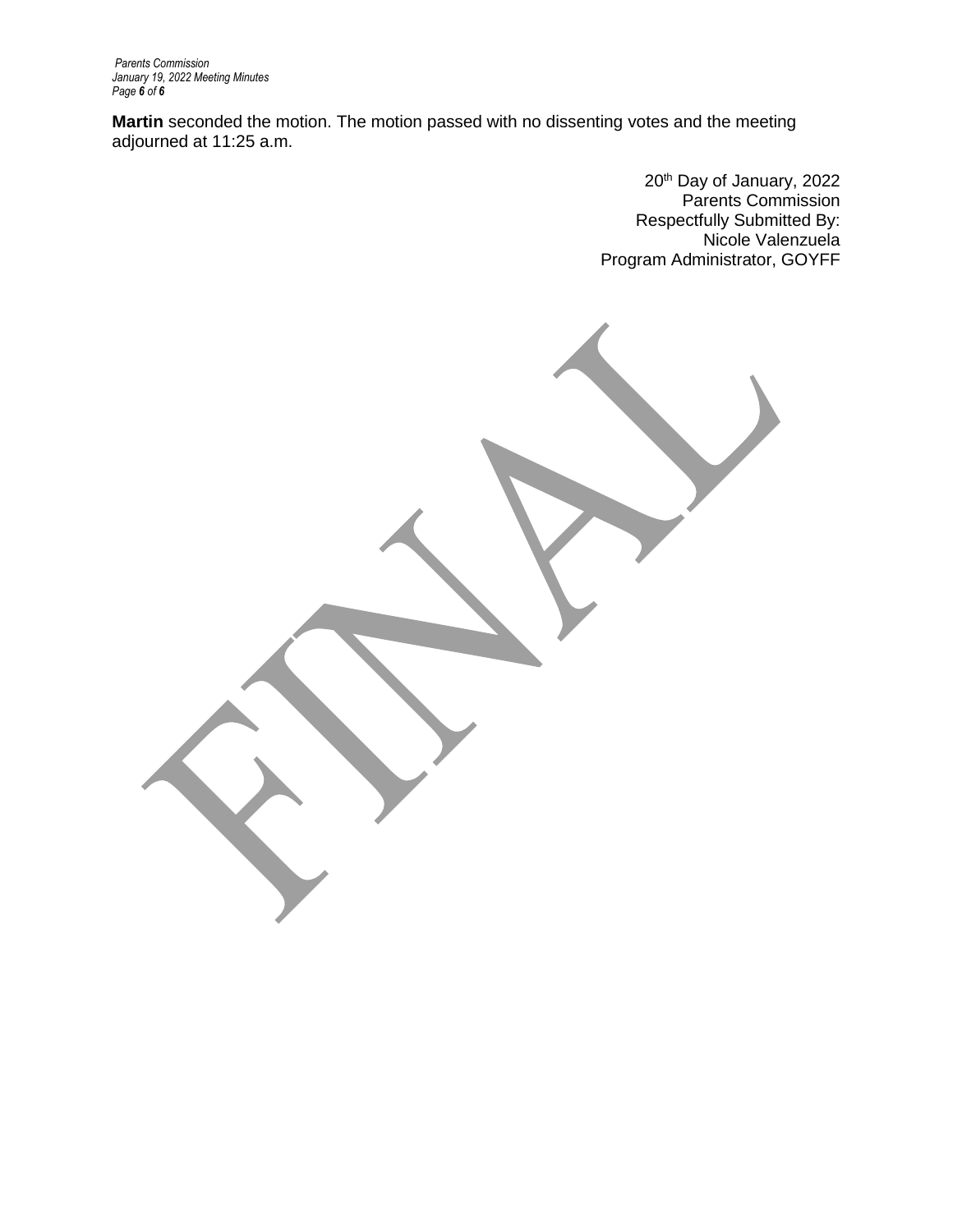**Martin** seconded the motion. The motion passed with no dissenting votes and the meeting adjourned at 11:25 a.m.

20th Day of January, 2022
Parents Commission
Respectfully Submitted By:
Nicole Valenzuela
Program Administrator, GOYFF

FINAL